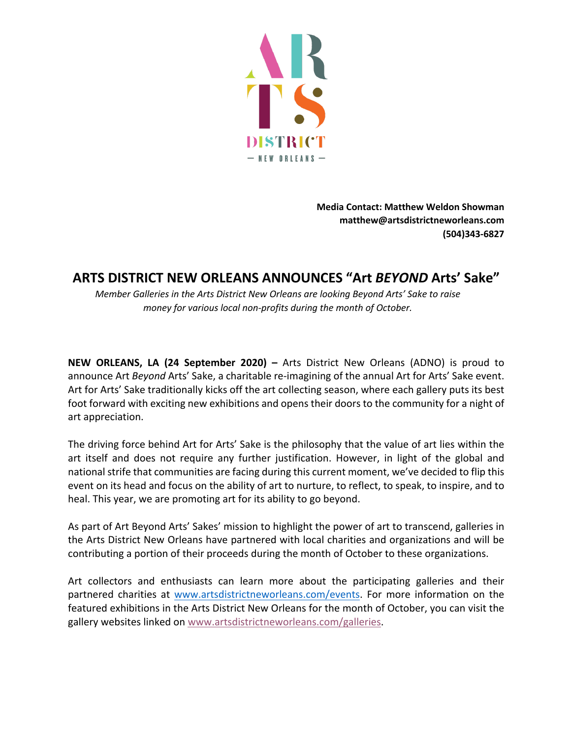ARTS DISTRICT

— NEW ORLEANS —

**Media Contact: Matthew Weldon Showman**
**matthew@artsdistrictneworleans.com**
**(504)343-6827**

# ARTS DISTRICT NEW ORLEANS ANNOUNCES "Art *BEYOND* Arts' Sake"

*Member Galleries in the Arts District New Orleans are looking Beyond Arts' Sake to raise money for various local non-profits during the month of October.*

**NEW ORLEANS, LA (24 September 2020) –** Arts District New Orleans (ADNO) is proud to announce Art *Beyond* Arts' Sake, a charitable re-imagining of the annual Art for Arts' Sake event. Art for Arts' Sake traditionally kicks off the art collecting season, where each gallery puts its best foot forward with exciting new exhibitions and opens their doors to the community for a night of art appreciation.

The driving force behind Art for Arts' Sake is the philosophy that the value of art lies within the art itself and does not require any further justification. However, in light of the global and national strife that communities are facing during this current moment, we've decided to flip this event on its head and focus on the ability of art to nurture, to reflect, to speak, to inspire, and to heal. This year, we are promoting art for its ability to go beyond.

As part of Art Beyond Arts' Sakes' mission to highlight the power of art to transcend, galleries in the Arts District New Orleans have partnered with local charities and organizations and will be contributing a portion of their proceeds during the month of October to these organizations.

Art collectors and enthusiasts can learn more about the participating galleries and their partnered charities at [www.artsdistrictneworleans.com/events](www.artsdistrictneworleans.com/events). For more information on the featured exhibitions in the Arts District New Orleans for the month of October, you can visit the gallery websites linked on [www.artsdistrictneworleans.com/galleries](www.artsdistrictneworleans.com/galleries).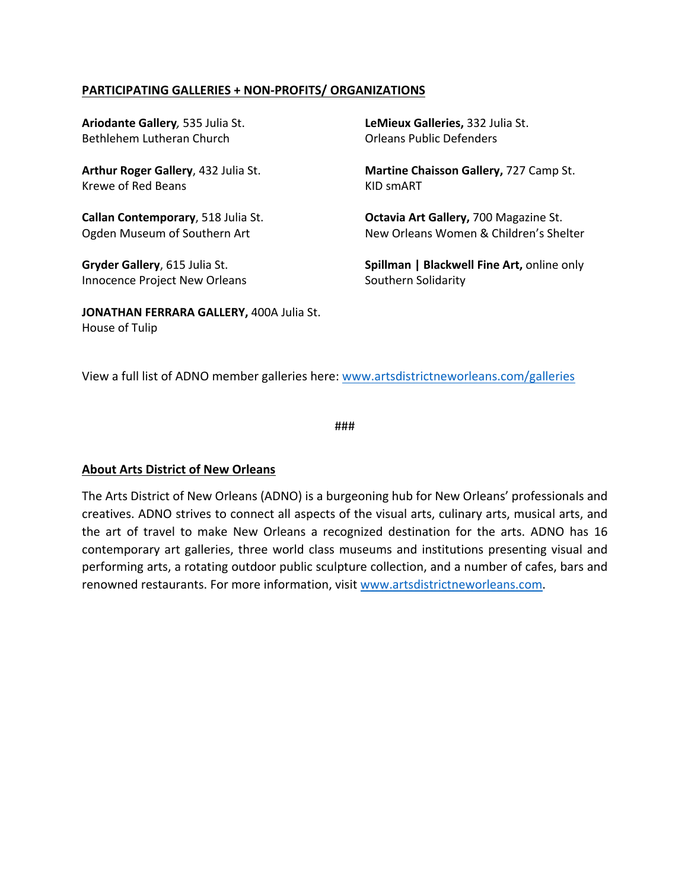**PARTICIPATING GALLERIES + NON-PROFITS/ ORGANIZATIONS**

**Ariodante Gallery***,* 535 Julia St.
Bethlehem Lutheran Church

**Arthur Roger Gallery**, 432 Julia St.
Krewe of Red Beans

**Callan Contemporary**, 518 Julia St.
Ogden Museum of Southern Art

**Gryder Gallery**, 615 Julia St.
Innocence Project New Orleans

**JONATHAN FERRARA GALLERY,** 400A Julia St.
House of Tulip

**LeMieux Galleries,** 332 Julia St.
Orleans Public Defenders

**Martine Chaisson Gallery,** 727 Camp St.
KID smART

**Octavia Art Gallery,** 700 Magazine St.
New Orleans Women & Children's Shelter

**Spillman | Blackwell Fine Art,** online only
Southern Solidarity

View a full list of ADNO member galleries here: [www.artsdistrictneworleans.com/galleries](http://www.artsdistrictneworleans.com/galleries)

###

**About Arts District of New Orleans**

The Arts District of New Orleans (ADNO) is a burgeoning hub for New Orleans' professionals and creatives. ADNO strives to connect all aspects of the visual arts, culinary arts, musical arts, and the art of travel to make New Orleans a recognized destination for the arts. ADNO has 16 contemporary art galleries, three world class museums and institutions presenting visual and performing arts, a rotating outdoor public sculpture collection, and a number of cafes, bars and renowned restaurants. For more information, visit [www.artsdistrictneworleans.com](http://www.artsdistrictneworleans.com).